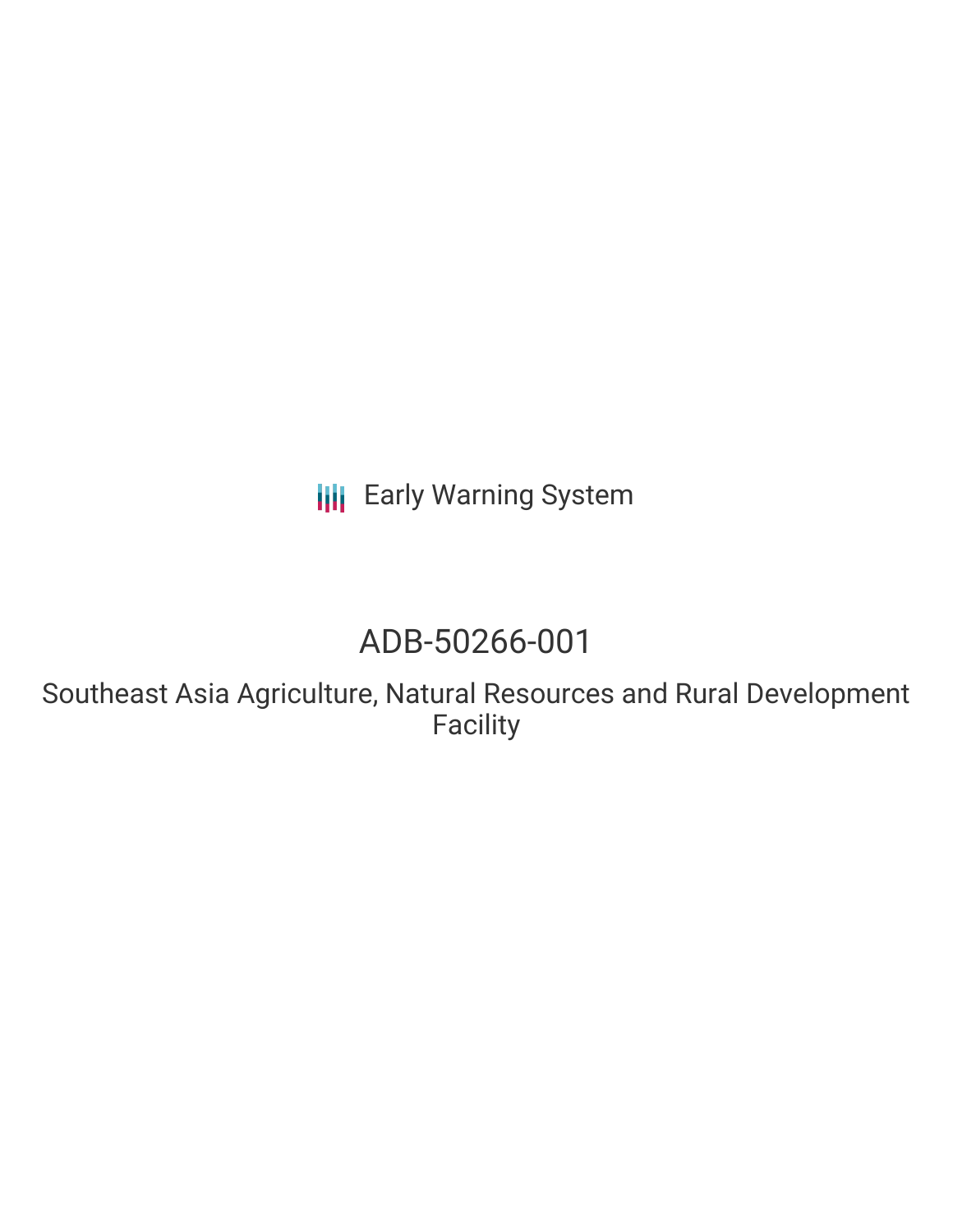Early Warning System

# ADB-50266-001

## Southeast Asia Agriculture, Natural Resources and Rural Development Facility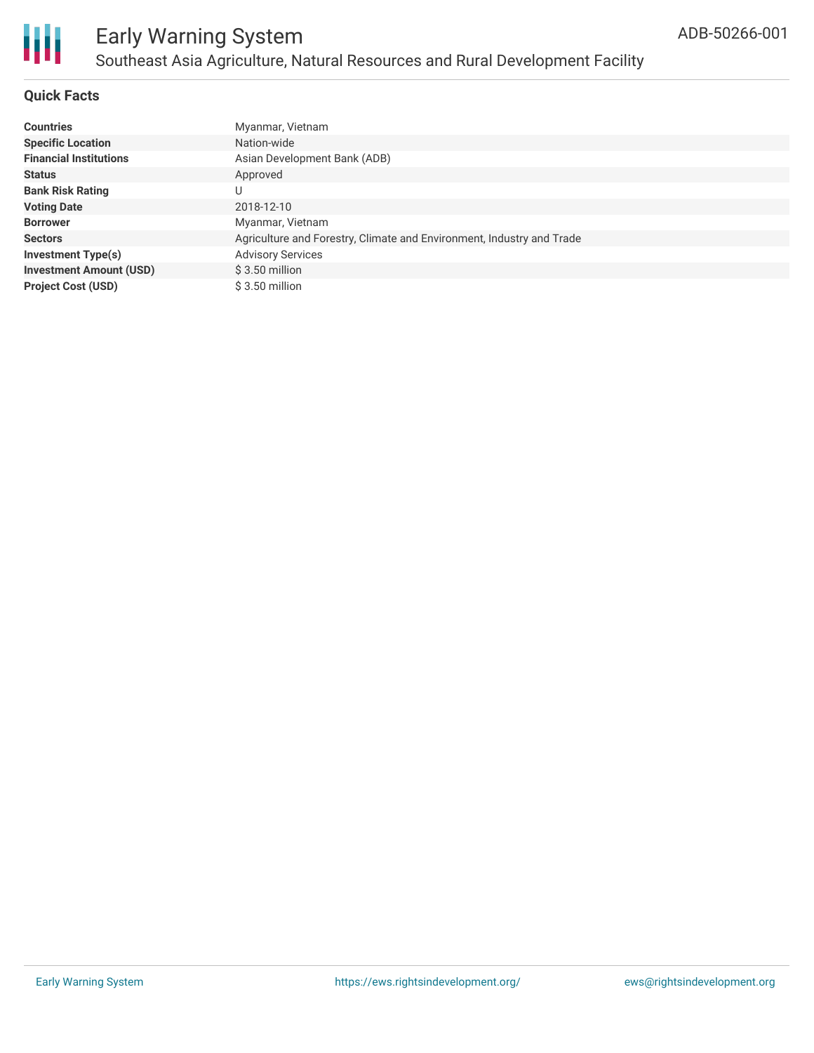# Early Warning System

## Southeast Asia Agriculture, Natural Resources and Rural Development Facility

ADB-50266-001

### Quick Facts

| | |
|---|---|
| **Countries** | Myanmar, Vietnam |
| **Specific Location** | Nation-wide |
| **Financial Institutions** | Asian Development Bank (ADB) |
| **Status** | Approved |
| **Bank Risk Rating** | U |
| **Voting Date** | 2018-12-10 |
| **Borrower** | Myanmar, Vietnam |
| **Sectors** | Agriculture and Forestry, Climate and Environment, Industry and Trade |
| **Investment Type(s)** | Advisory Services |
| **Investment Amount (USD)** | $ 3.50 million |
| **Project Cost (USD)** | $ 3.50 million |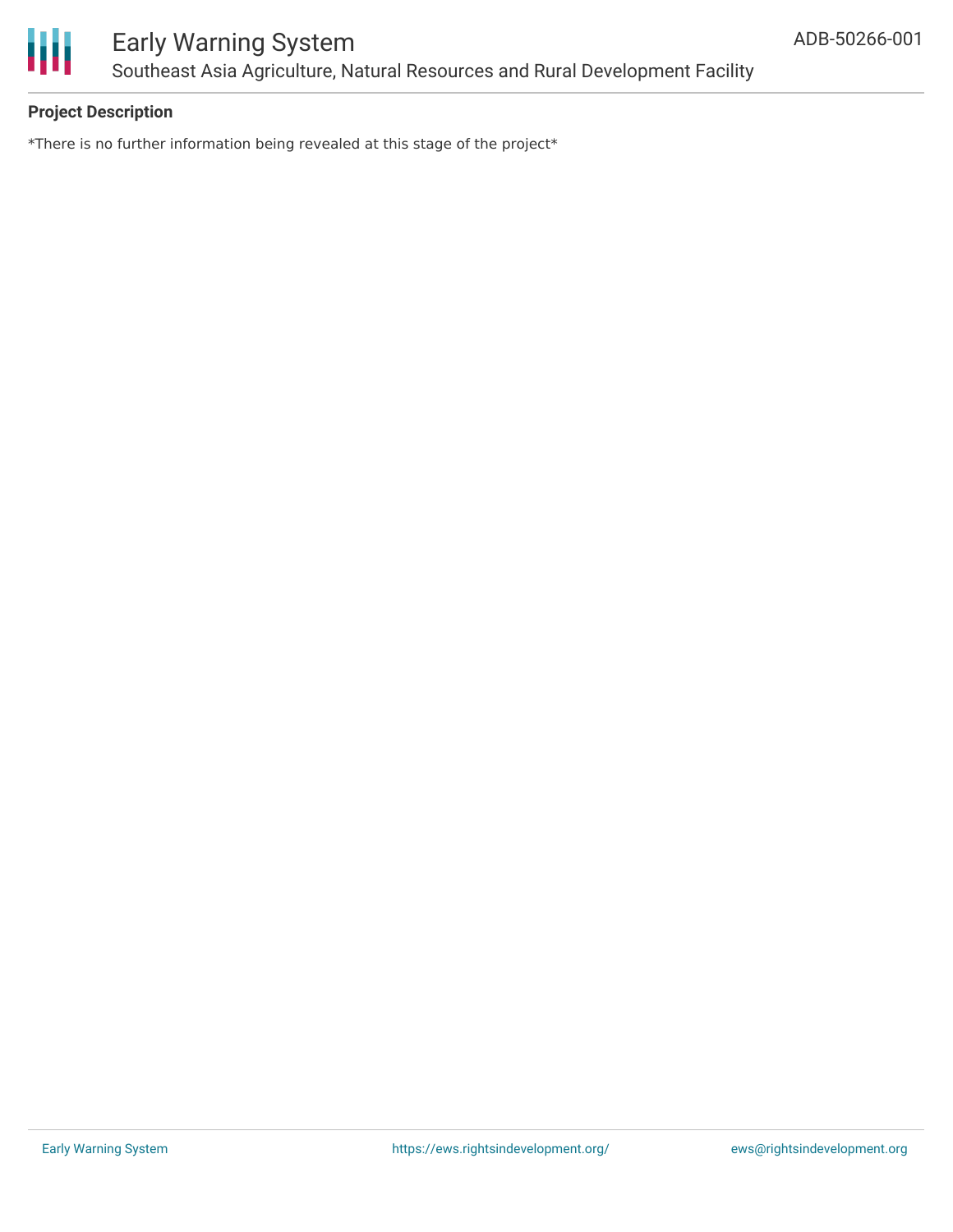**Project Description**

*There is no further information being revealed at this stage of the project*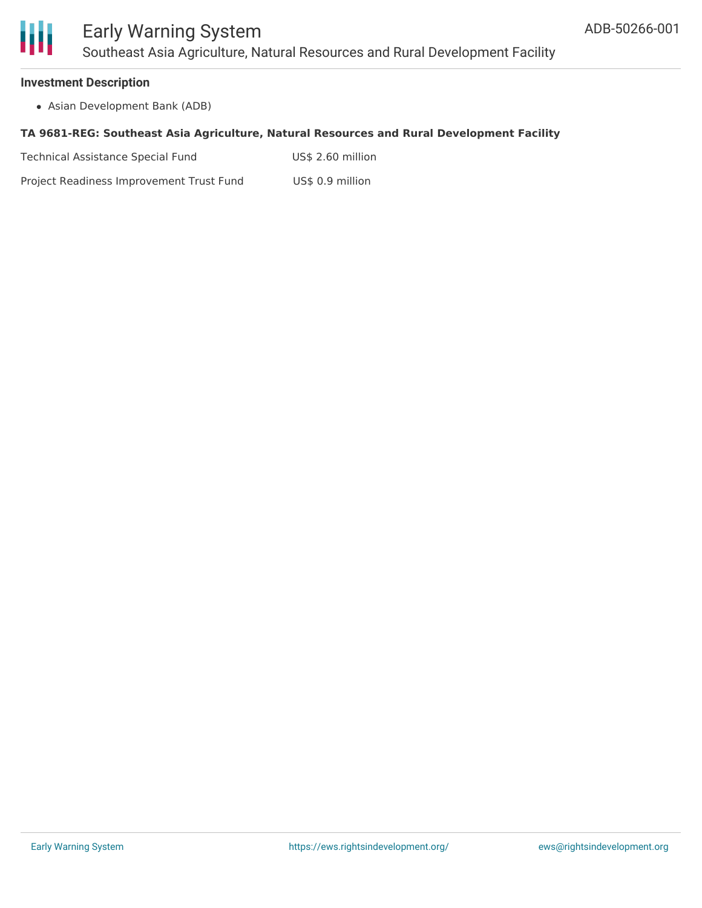### Investment Description

- Asian Development Bank (ADB)

**TA 9681-REG: Southeast Asia Agriculture, Natural Resources and Rural Development Facility**

| | |
|---|---|
| Technical Assistance Special Fund | US$ 2.60 million |
| Project Readiness Improvement Trust Fund | US$ 0.9 million |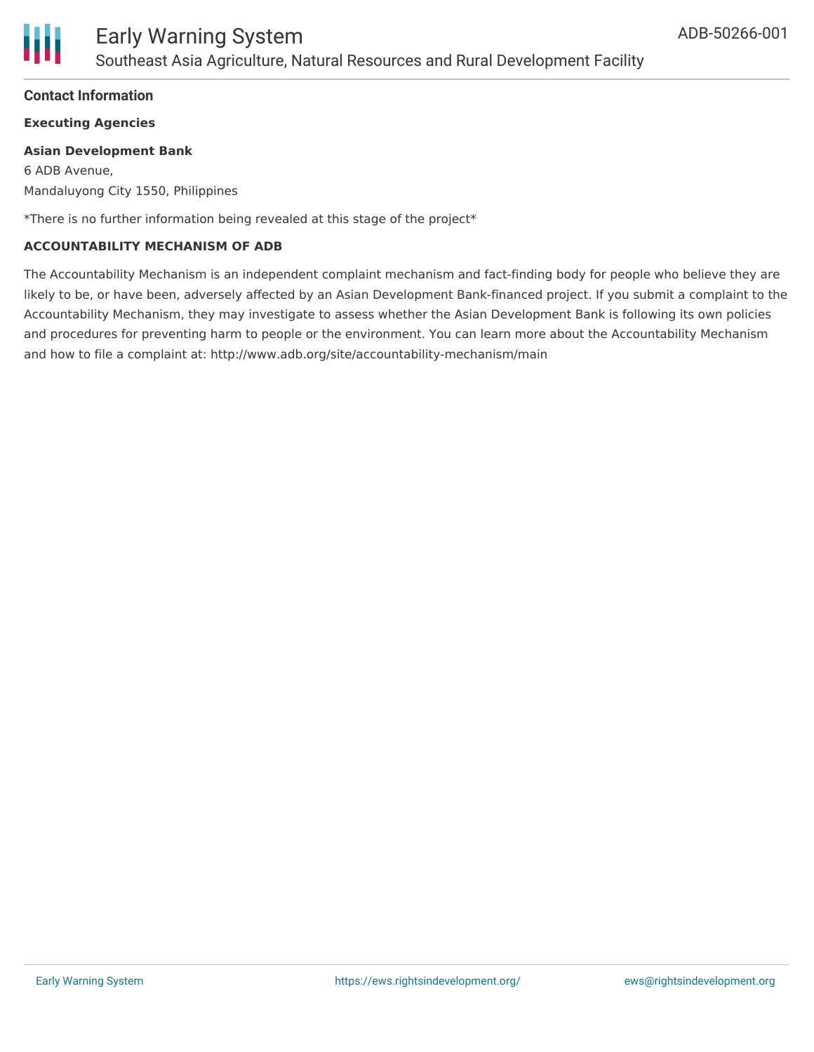#### Contact Information

**Executing Agencies**

**Asian Development Bank**
6 ADB Avenue,
Mandaluyong City 1550, Philippines

*There is no further information being revealed at this stage of the project*

**ACCOUNTABILITY MECHANISM OF ADB**

The Accountability Mechanism is an independent complaint mechanism and fact-finding body for people who believe they are likely to be, or have been, adversely affected by an Asian Development Bank-financed project. If you submit a complaint to the Accountability Mechanism, they may investigate to assess whether the Asian Development Bank is following its own policies and procedures for preventing harm to people or the environment. You can learn more about the Accountability Mechanism and how to file a complaint at: http://www.adb.org/site/accountability-mechanism/main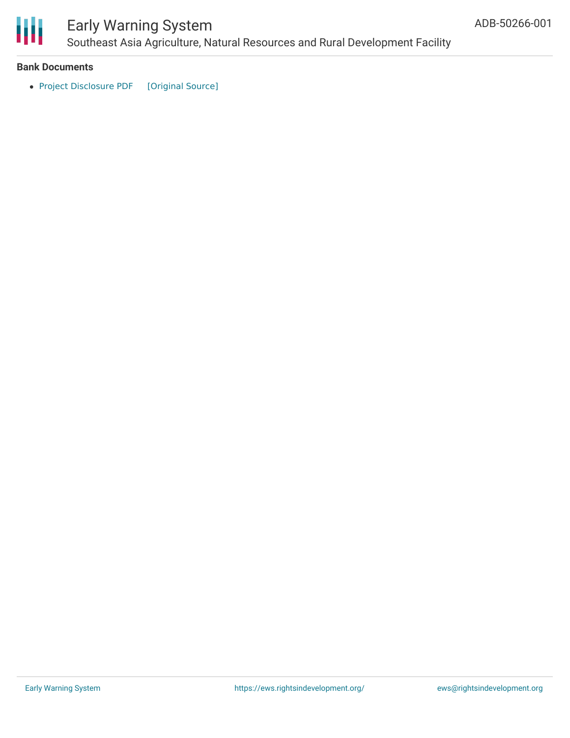## Bank Documents

- Project Disclosure PDF [Original Source]